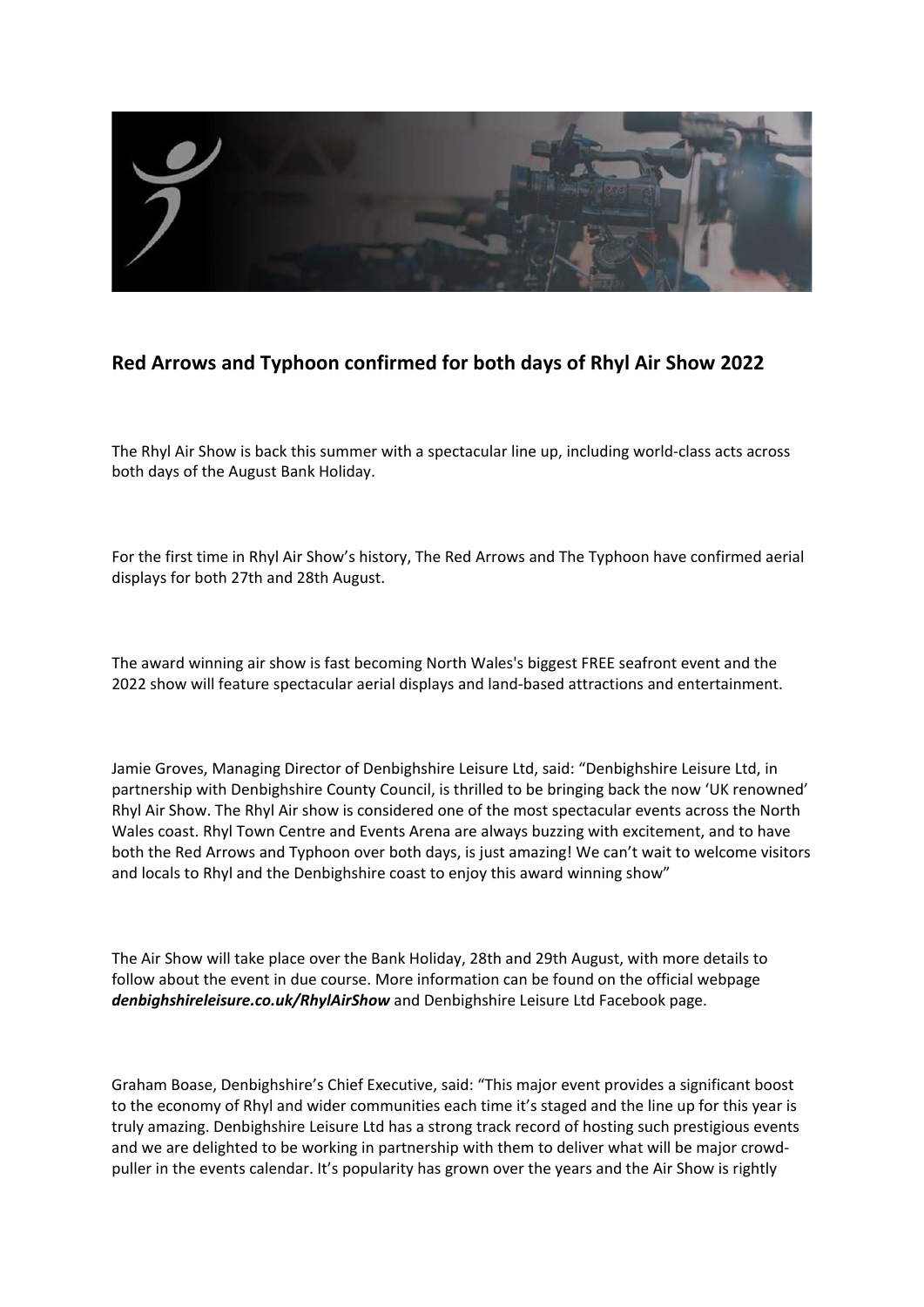## Red Arrows and Typhoon confirmed for both days of Rhyl Air Show 2022

The Rhyl Air Show is back this summer with a spectacular line up, including world-class acts across both days of the August Bank Holiday.

For the first time in Rhyl Air Show's history, The Red Arrows and The Typhoon have confirmed aerial displays for both 27th and 28th August.

The award winning air show is fast becoming North Wales's biggest FREE seafront event and the 2022 show will feature spectacular aerial displays and land-based attractions and entertainment.

Jamie Groves, Managing Director of Denbighshire Leisure Ltd, said: "Denbighshire Leisure Ltd, in partnership with Denbighshire County Council, is thrilled to be bringing back the now 'UK renowned' Rhyl Air Show. The Rhyl Air show is considered one of the most spectacular events across the North Wales coast. Rhyl Town Centre and Events Arena are always buzzing with excitement, and to have both the Red Arrows and Typhoon over both days, is just amazing! We can't wait to welcome visitors and locals to Rhyl and the Denbighshire coast to enjoy this award winning show"

The Air Show will take place over the Bank Holiday, 28th and 29th August, with more details to follow about the event in due course. More information can be found on the official webpage ***denbighshireleisure.co.uk/RhylAirShow*** and Denbighshire Leisure Ltd Facebook page.

Graham Boase, Denbighshire's Chief Executive, said: "This major event provides a significant boost to the economy of Rhyl and wider communities each time it's staged and the line up for this year is truly amazing. Denbighshire Leisure Ltd has a strong track record of hosting such prestigious events and we are delighted to be working in partnership with them to deliver what will be major crowd-puller in the events calendar. It's popularity has grown over the years and the Air Show is rightly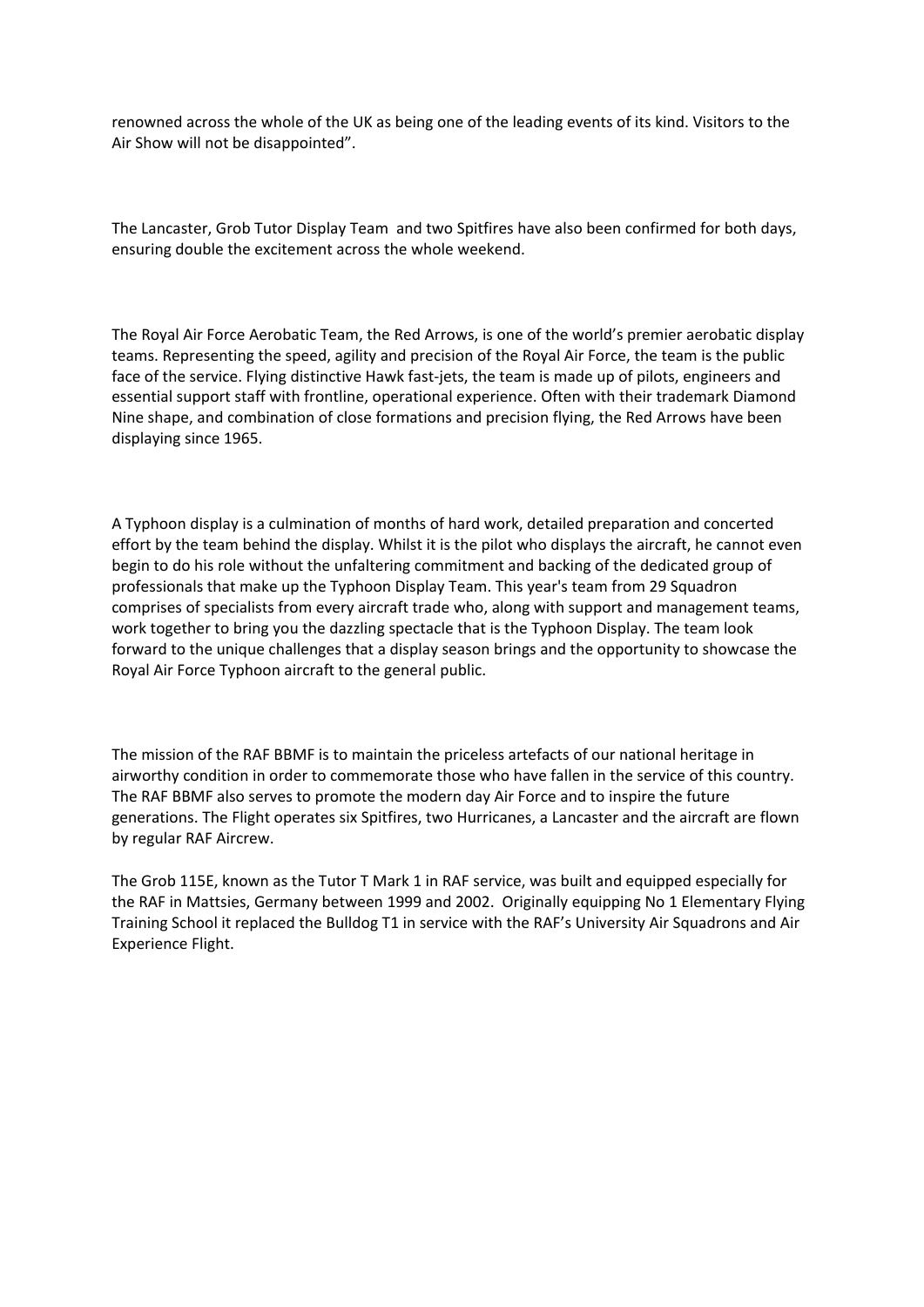renowned across the whole of the UK as being one of the leading events of its kind. Visitors to the Air Show will not be disappointed".

The Lancaster, Grob Tutor Display Team and two Spitfires have also been confirmed for both days, ensuring double the excitement across the whole weekend.

The Royal Air Force Aerobatic Team, the Red Arrows, is one of the world's premier aerobatic display teams. Representing the speed, agility and precision of the Royal Air Force, the team is the public face of the service. Flying distinctive Hawk fast-jets, the team is made up of pilots, engineers and essential support staff with frontline, operational experience. Often with their trademark Diamond Nine shape, and combination of close formations and precision flying, the Red Arrows have been displaying since 1965.

A Typhoon display is a culmination of months of hard work, detailed preparation and concerted effort by the team behind the display. Whilst it is the pilot who displays the aircraft, he cannot even begin to do his role without the unfaltering commitment and backing of the dedicated group of professionals that make up the Typhoon Display Team. This year's team from 29 Squadron comprises of specialists from every aircraft trade who, along with support and management teams, work together to bring you the dazzling spectacle that is the Typhoon Display. The team look forward to the unique challenges that a display season brings and the opportunity to showcase the Royal Air Force Typhoon aircraft to the general public.

The mission of the RAF BBMF is to maintain the priceless artefacts of our national heritage in airworthy condition in order to commemorate those who have fallen in the service of this country. The RAF BBMF also serves to promote the modern day Air Force and to inspire the future generations. The Flight operates six Spitfires, two Hurricanes, a Lancaster and the aircraft are flown by regular RAF Aircrew.

The Grob 115E, known as the Tutor T Mark 1 in RAF service, was built and equipped especially for the RAF in Mattsies, Germany between 1999 and 2002. Originally equipping No 1 Elementary Flying Training School it replaced the Bulldog T1 in service with the RAF's University Air Squadrons and Air Experience Flight.